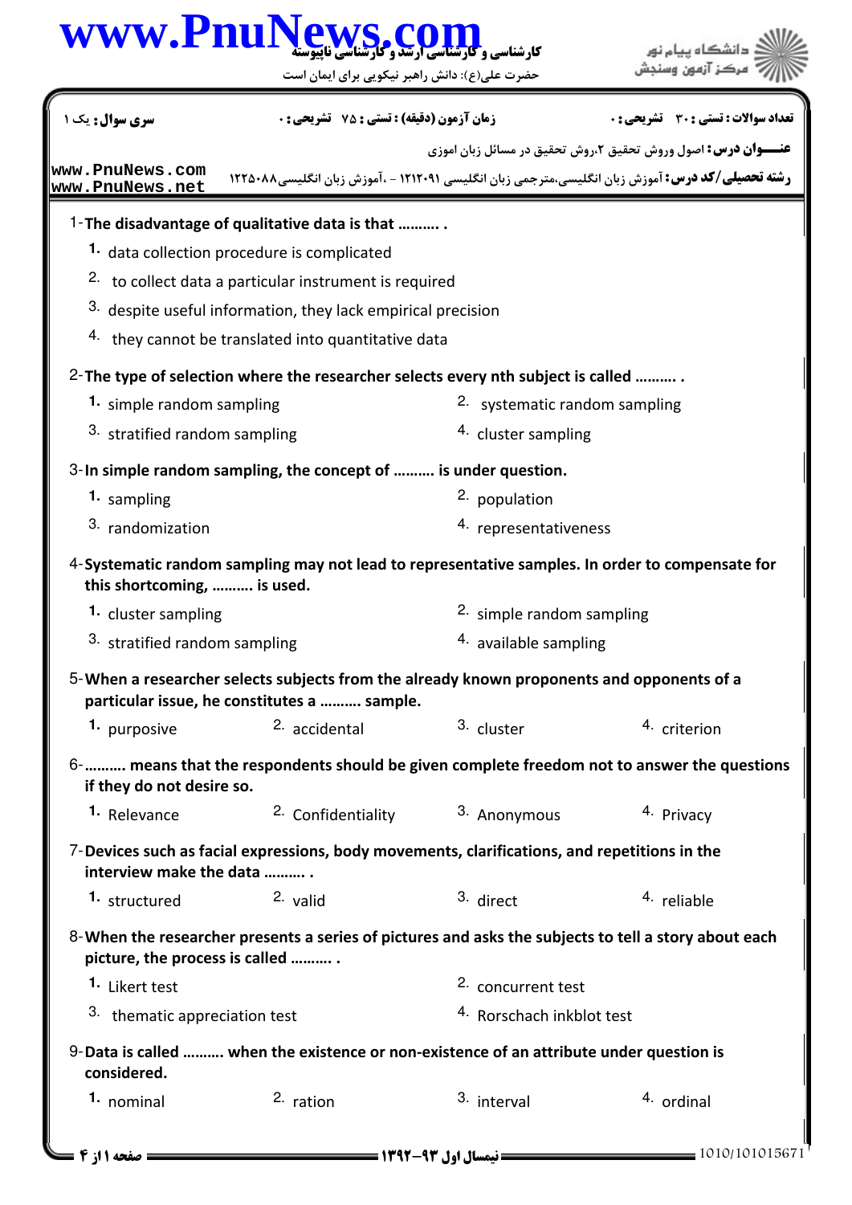کارشناسی و کارشناسی ارشد و کارشناسی ناپیوسته

حضرت علی(ع): دانش راهبر نیکویی برای ایمان است

دانشگاه پیام نور
مرکز آزمون وسنجش

| سری سوال: یک ۱ | زمان آزمون (دقیقه) : تستی : ۷۵ تشریحی : ۰ | تعداد سوالات : تستی : ۳۰ تشریحی : ۰ |
|---|---|---|

**عنـــوان درس:** اصول وروش تحقیق ۲،روش تحقیق در مسائل زبان اموزی

**رشته تحصیلی/کد درس:** آموزش زبان انگلیسی،مترجمی زبان انگلیسی ۱۲۱۲۰۹۱ - ،آموزش زبان انگلیسی۱۲۲۵۰۸۸

1-**The disadvantage of qualitative data is that .......... .**

1. data collection procedure is complicated
2. to collect data a particular instrument is required
3. despite useful information, they lack empirical precision
4. they cannot be translated into quantitative data

2-**The type of selection where the researcher selects every nth subject is called .......... .**

1. simple random sampling
2. systematic random sampling
3. stratified random sampling
4. cluster sampling

3-**In simple random sampling, the concept of .......... is under question.**

1. sampling
2. population
3. randomization
4. representativeness

4-**Systematic random sampling may not lead to representative samples. In order to compensate for this shortcoming, .......... is used.**

1. cluster sampling
2. simple random sampling
3. stratified random sampling
4. available sampling

5-**When a researcher selects subjects from the already known proponents and opponents of a particular issue, he constitutes a .......... sample.**

1. purposive
2. accidental
3. cluster
4. criterion

6-**.......... means that the respondents should be given complete freedom not to answer the questions if they do not desire so.**

1. Relevance
2. Confidentiality
3. Anonymous
4. Privacy

7-**Devices such as facial expressions, body movements, clarifications, and repetitions in the interview make the data .......... .**

1. structured
2. valid
3. direct
4. reliable

8-**When the researcher presents a series of pictures and asks the subjects to tell a story about each picture, the process is called .......... .**

1. Likert test
2. concurrent test
3. thematic appreciation test
4. Rorschach inkblot test

9-**Data is called .......... when the existence or non-existence of an attribute under question is considered.**

1. nominal
2. ration
3. interval
4. ordinal

نیمسال اول ۹۳-۱۳۹۲

1010/101015671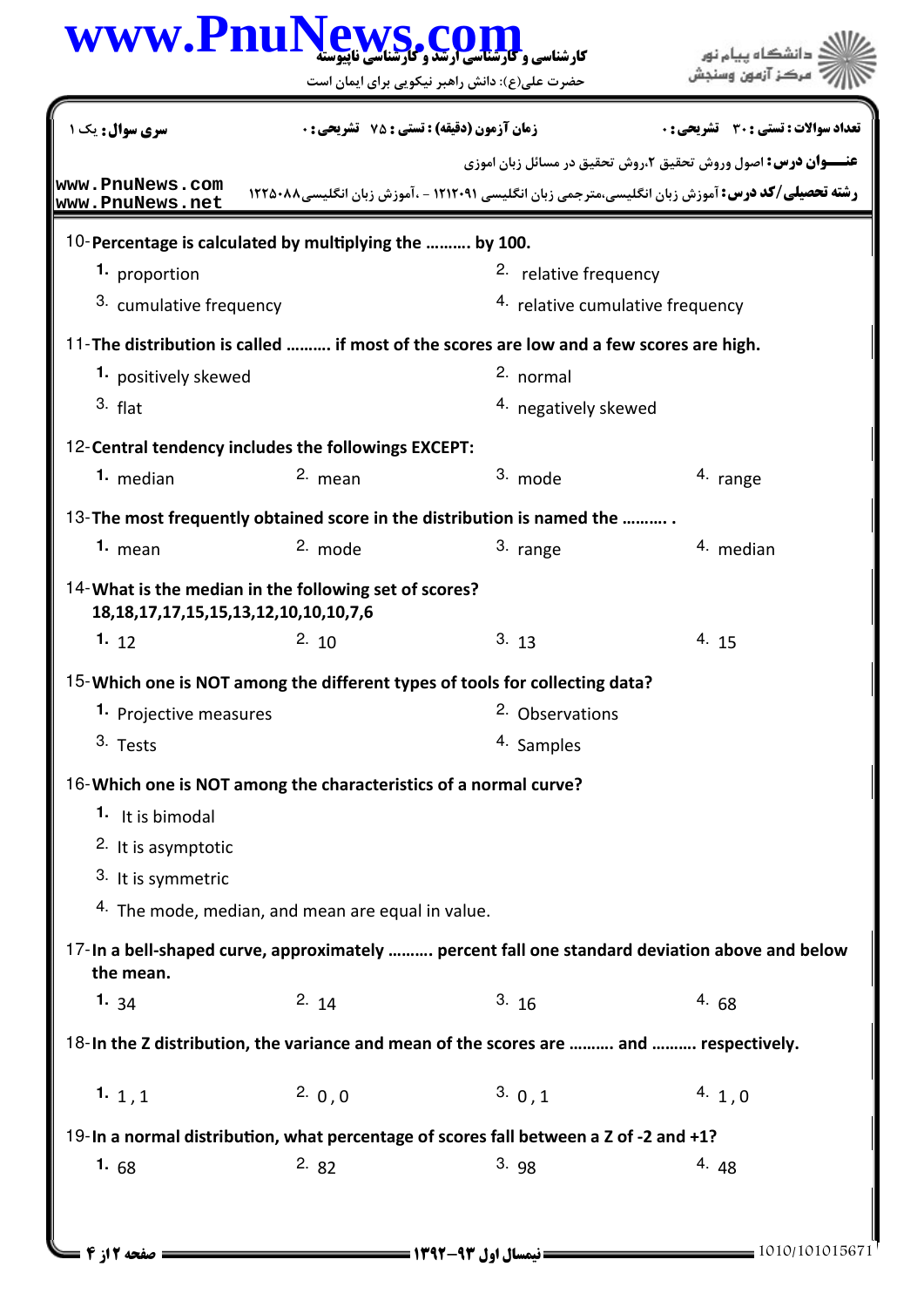10-**Percentage is calculated by multiplying the .......... by 100.**

1. proportion
2. relative frequency
3. cumulative frequency
4. relative cumulative frequency

11-**The distribution is called .......... if most of the scores are low and a few scores are high.**

1. positively skewed
2. normal
3. flat
4. negatively skewed

12-**Central tendency includes the followings EXCEPT:**

1. median
2. mean
3. mode
4. range

13-**The most frequently obtained score in the distribution is named the .......... .**

1. mean
2. mode
3. range
4. median

14-**What is the median in the following set of scores?**
**18,18,17,17,15,15,13,12,10,10,10,7,6**

1. 12
2. 10
3. 13
4. 15

15-**Which one is NOT among the different types of tools for collecting data?**

1. Projective measures
2. Observations
3. Tests
4. Samples

16-**Which one is NOT among the characteristics of a normal curve?**

1. It is bimodal
2. It is asymptotic
3. It is symmetric
4. The mode, median, and mean are equal in value.

17-**In a bell-shaped curve, approximately .......... percent fall one standard deviation above and below the mean.**

1. 34
2. 14
3. 16
4. 68

18-**In the Z distribution, the variance and mean of the scores are .......... and .......... respectively.**

1. 1 , 1
2. 0 , 0
3. 0 , 1
4. 1 , 0

19-**In a normal distribution, what percentage of scores fall between a Z of -2 and +1?**

1. 68
2. 82
3. 98
4. 48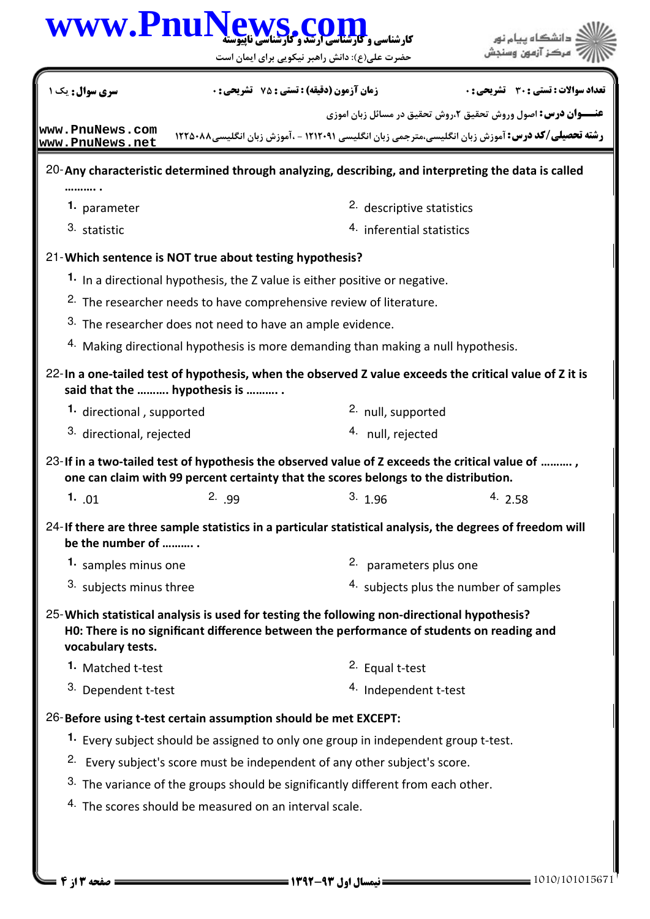20- **Any characteristic determined through analyzing, describing, and interpreting the data is called .......... .**

1. parameter
2. descriptive statistics
3. statistic
4. inferential statistics

21- **Which sentence is NOT true about testing hypothesis?**

1. In a directional hypothesis, the Z value is either positive or negative.
2. The researcher needs to have comprehensive review of literature.
3. The researcher does not need to have an ample evidence.
4. Making directional hypothesis is more demanding than making a null hypothesis.

22- **In a one-tailed test of hypothesis, when the observed Z value exceeds the critical value of Z it is said that the .......... hypothesis is .......... .**

1. directional , supported
2. null, supported
3. directional, rejected
4. null, rejected

23- **If in a two-tailed test of hypothesis the observed value of Z exceeds the critical value of .......... , one can claim with 99 percent certainty that the scores belongs to the distribution.**

1. .01
2. .99
3. 1.96
4. 2.58

24- **If there are three sample statistics in a particular statistical analysis, the degrees of freedom will be the number of .......... .**

1. samples minus one
2. parameters plus one
3. subjects minus three
4. subjects plus the number of samples

25- **Which statistical analysis is used for testing the following non-directional hypothesis?**
**H0: There is no significant difference between the performance of students on reading and vocabulary tests.**

1. Matched t-test
2. Equal t-test
3. Dependent t-test
4. Independent t-test

26- **Before using t-test certain assumption should be met EXCEPT:**

1. Every subject should be assigned to only one group in independent group t-test.
2. Every subject's score must be independent of any other subject's score.
3. The variance of the groups should be significantly different from each other.
4. The scores should be measured on an interval scale.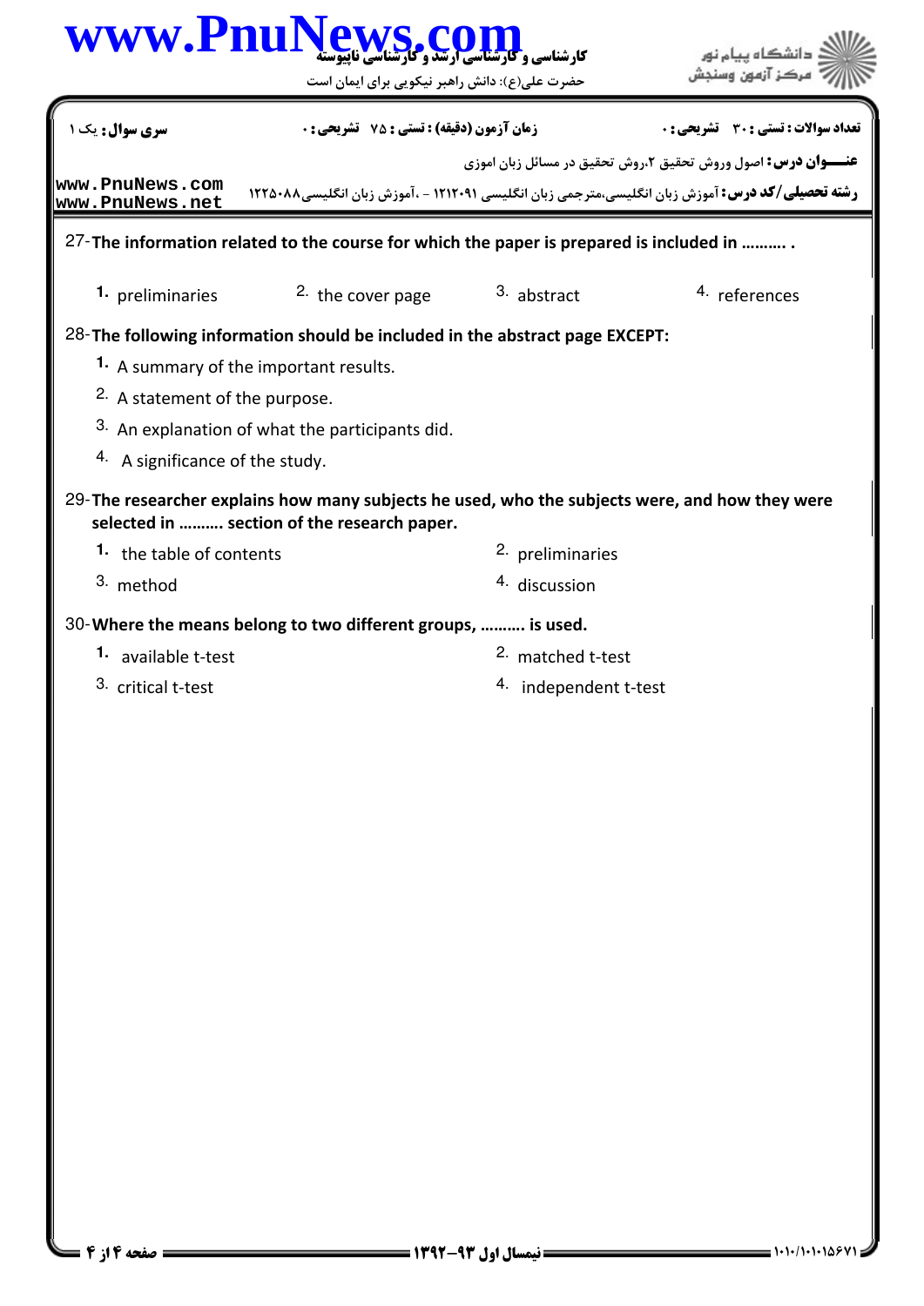27- **The information related to the course for which the paper is prepared is included in .......... .**

1. preliminaries
2. the cover page
3. abstract
4. references

28- **The following information should be included in the abstract page EXCEPT:**

1. A summary of the important results.
2. A statement of the purpose.
3. An explanation of what the participants did.
4. A significance of the study.

29- **The researcher explains how many subjects he used, who the subjects were, and how they were selected in .......... section of the research paper.**

1. the table of contents
2. preliminaries
3. method
4. discussion

30- **Where the means belong to two different groups, .......... is used.**

1. available t-test
2. matched t-test
3. critical t-test
4. independent t-test